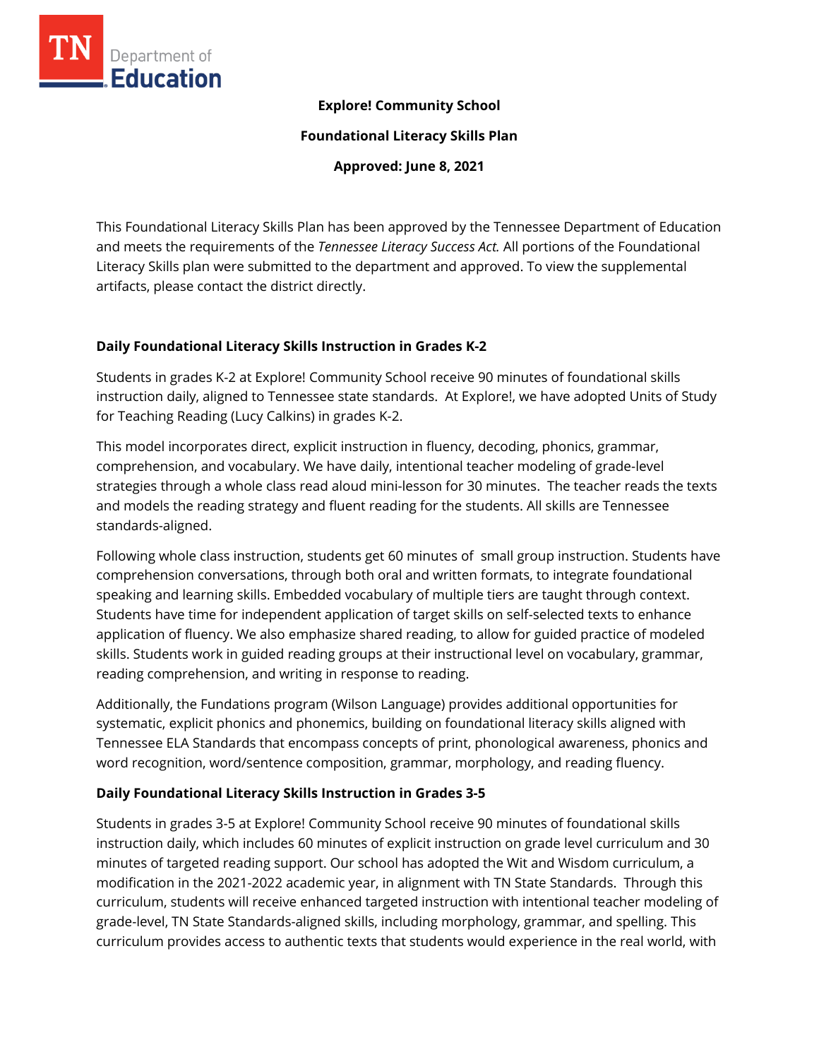**Explore! Community School**

**Foundational Literacy Skills Plan**

**Approved: June 8, 2021**

This Foundational Literacy Skills Plan has been approved by the Tennessee Department of Education and meets the requirements of the *Tennessee Literacy Success Act.* All portions of the Foundational Literacy Skills plan were submitted to the department and approved. To view the supplemental artifacts, please contact the district directly.

## Daily Foundational Literacy Skills Instruction in Grades K-2

Students in grades K-2 at Explore! Community School receive 90 minutes of foundational skills instruction daily, aligned to Tennessee state standards. At Explore!, we have adopted Units of Study for Teaching Reading (Lucy Calkins) in grades K-2.

This model incorporates direct, explicit instruction in fluency, decoding, phonics, grammar, comprehension, and vocabulary. We have daily, intentional teacher modeling of grade-level strategies through a whole class read aloud mini-lesson for 30 minutes. The teacher reads the texts and models the reading strategy and fluent reading for the students. All skills are Tennessee standards-aligned.

Following whole class instruction, students get 60 minutes of small group instruction. Students have comprehension conversations, through both oral and written formats, to integrate foundational speaking and learning skills. Embedded vocabulary of multiple tiers are taught through context. Students have time for independent application of target skills on self-selected texts to enhance application of fluency. We also emphasize shared reading, to allow for guided practice of modeled skills. Students work in guided reading groups at their instructional level on vocabulary, grammar, reading comprehension, and writing in response to reading.

Additionally, the Fundations program (Wilson Language) provides additional opportunities for systematic, explicit phonics and phonemics, building on foundational literacy skills aligned with Tennessee ELA Standards that encompass concepts of print, phonological awareness, phonics and word recognition, word/sentence composition, grammar, morphology, and reading fluency.

## Daily Foundational Literacy Skills Instruction in Grades 3-5

Students in grades 3-5 at Explore! Community School receive 90 minutes of foundational skills instruction daily, which includes 60 minutes of explicit instruction on grade level curriculum and 30 minutes of targeted reading support. Our school has adopted the Wit and Wisdom curriculum, a modification in the 2021-2022 academic year, in alignment with TN State Standards. Through this curriculum, students will receive enhanced targeted instruction with intentional teacher modeling of grade-level, TN State Standards-aligned skills, including morphology, grammar, and spelling. This curriculum provides access to authentic texts that students would experience in the real world, with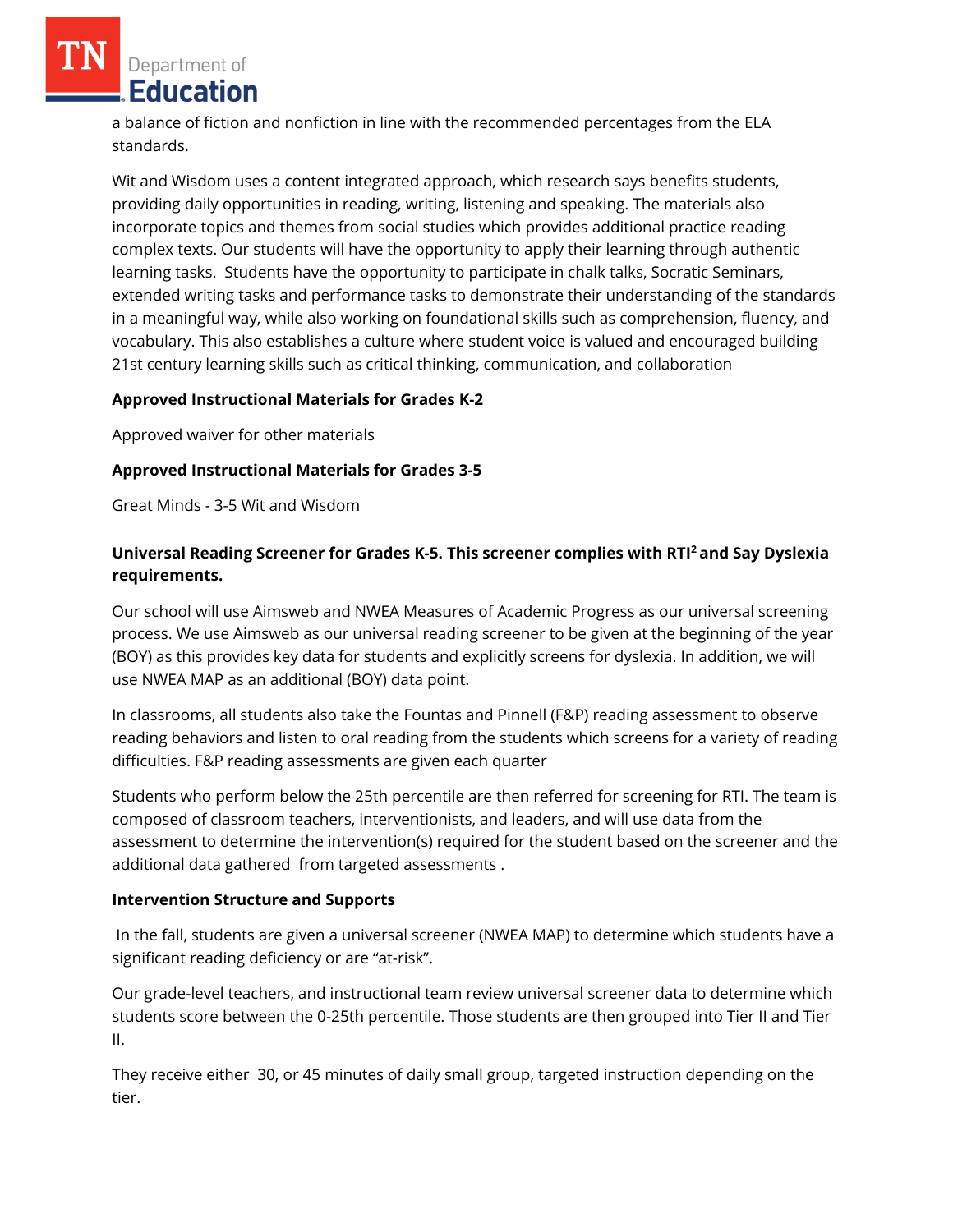a balance of fiction and nonfiction in line with the recommended percentages from the ELA standards.

Wit and Wisdom uses a content integrated approach, which research says benefits students, providing daily opportunities in reading, writing, listening and speaking. The materials also incorporate topics and themes from social studies which provides additional practice reading complex texts. Our students will have the opportunity to apply their learning through authentic learning tasks. Students have the opportunity to participate in chalk talks, Socratic Seminars, extended writing tasks and performance tasks to demonstrate their understanding of the standards in a meaningful way, while also working on foundational skills such as comprehension, fluency, and vocabulary. This also establishes a culture where student voice is valued and encouraged building 21st century learning skills such as critical thinking, communication, and collaboration

**Approved Instructional Materials for Grades K-2**

Approved waiver for other materials

**Approved Instructional Materials for Grades 3-5**

Great Minds - 3-5 Wit and Wisdom

**Universal Reading Screener for Grades K-5. This screener complies with RTI² and Say Dyslexia requirements.**

Our school will use Aimsweb and NWEA Measures of Academic Progress as our universal screening process. We use Aimsweb as our universal reading screener to be given at the beginning of the year (BOY) as this provides key data for students and explicitly screens for dyslexia. In addition, we will use NWEA MAP as an additional (BOY) data point.

In classrooms, all students also take the Fountas and Pinnell (F&P) reading assessment to observe reading behaviors and listen to oral reading from the students which screens for a variety of reading difficulties. F&P reading assessments are given each quarter

Students who perform below the 25th percentile are then referred for screening for RTI. The team is composed of classroom teachers, interventionists, and leaders, and will use data from the assessment to determine the intervention(s) required for the student based on the screener and the additional data gathered from targeted assessments .

**Intervention Structure and Supports**

In the fall, students are given a universal screener (NWEA MAP) to determine which students have a significant reading deficiency or are "at-risk".

Our grade-level teachers, and instructional team review universal screener data to determine which students score between the 0-25th percentile. Those students are then grouped into Tier II and Tier II.

They receive either 30, or 45 minutes of daily small group, targeted instruction depending on the tier.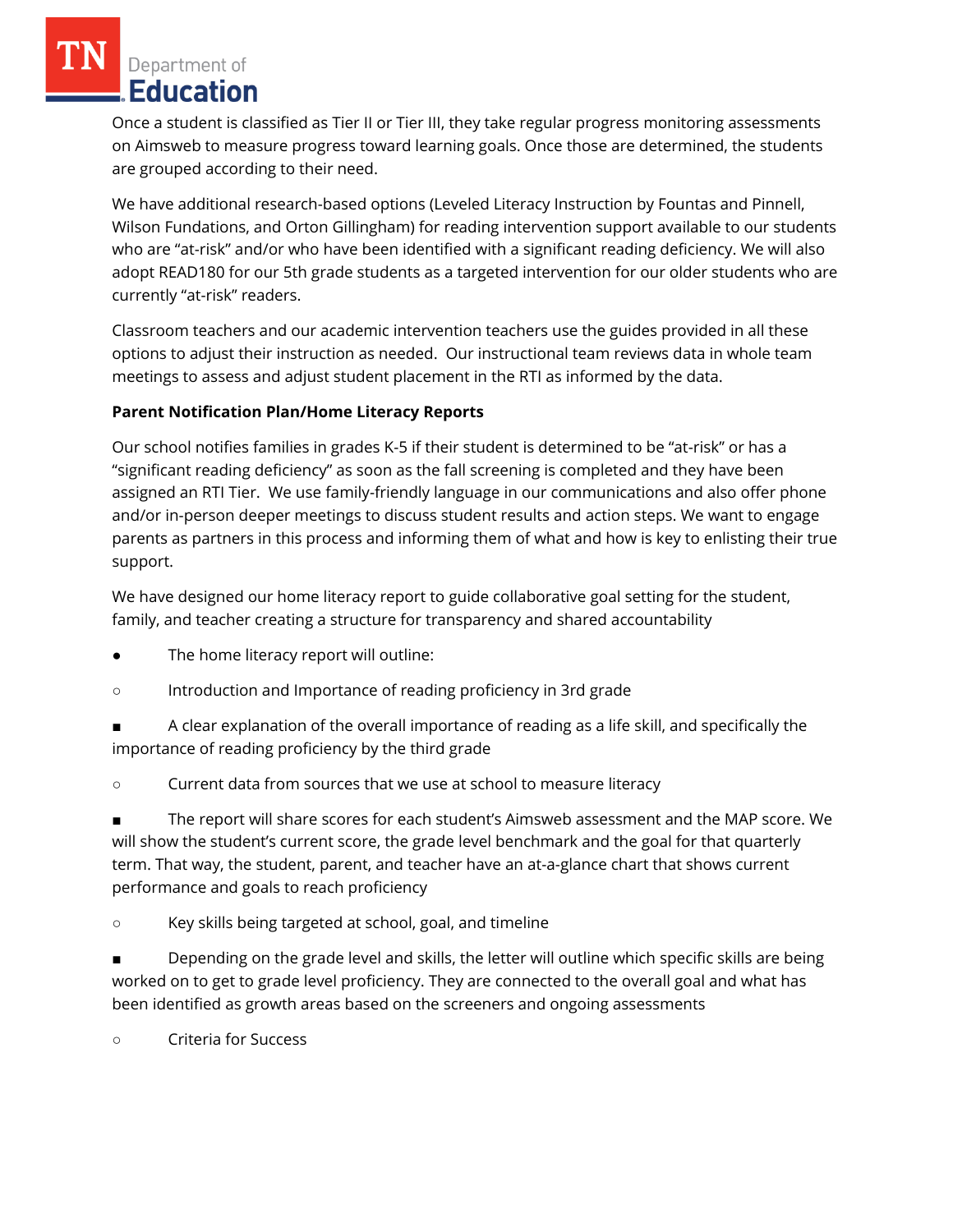Once a student is classified as Tier II or Tier III, they take regular progress monitoring assessments on Aimsweb to measure progress toward learning goals. Once those are determined, the students are grouped according to their need.

We have additional research-based options (Leveled Literacy Instruction by Fountas and Pinnell, Wilson Fundations, and Orton Gillingham) for reading intervention support available to our students who are "at-risk" and/or who have been identified with a significant reading deficiency. We will also adopt READ180 for our 5th grade students as a targeted intervention for our older students who are currently "at-risk" readers.

Classroom teachers and our academic intervention teachers use the guides provided in all these options to adjust their instruction as needed. Our instructional team reviews data in whole team meetings to assess and adjust student placement in the RTI as informed by the data.

**Parent Notification Plan/Home Literacy Reports**

Our school notifies families in grades K-5 if their student is determined to be "at-risk" or has a "significant reading deficiency" as soon as the fall screening is completed and they have been assigned an RTI Tier. We use family-friendly language in our communications and also offer phone and/or in-person deeper meetings to discuss student results and action steps. We want to engage parents as partners in this process and informing them of what and how is key to enlisting their true support.

We have designed our home literacy report to guide collaborative goal setting for the student, family, and teacher creating a structure for transparency and shared accountability

- The home literacy report will outline:
  - Introduction and Importance of reading proficiency in 3rd grade
    - A clear explanation of the overall importance of reading as a life skill, and specifically the importance of reading proficiency by the third grade
  - Current data from sources that we use at school to measure literacy
    - The report will share scores for each student's Aimsweb assessment and the MAP score. We will show the student's current score, the grade level benchmark and the goal for that quarterly term. That way, the student, parent, and teacher have an at-a-glance chart that shows current performance and goals to reach proficiency
  - Key skills being targeted at school, goal, and timeline
    - Depending on the grade level and skills, the letter will outline which specific skills are being worked on to get to grade level proficiency. They are connected to the overall goal and what has been identified as growth areas based on the screeners and ongoing assessments
  - Criteria for Success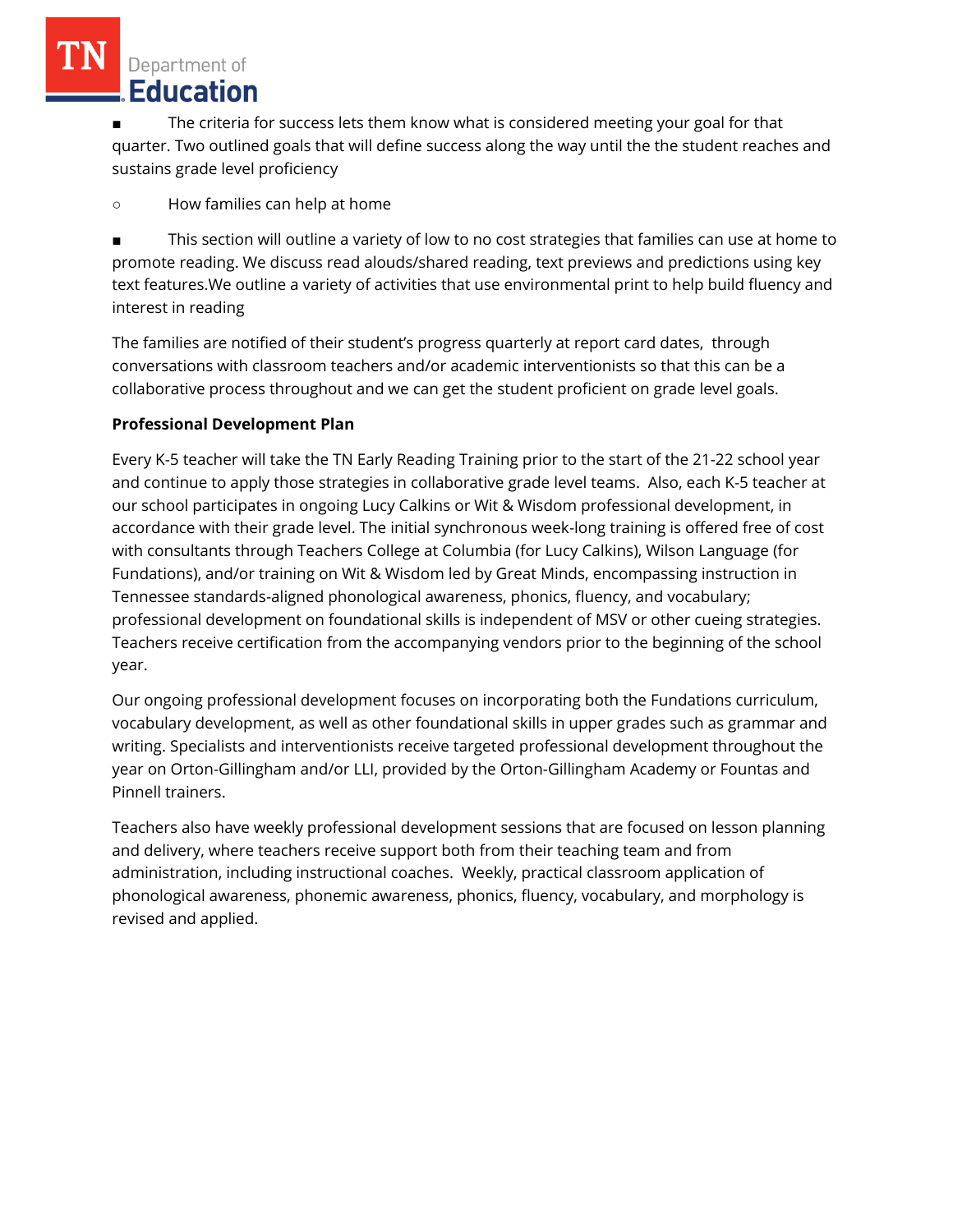■ The criteria for success lets them know what is considered meeting your goal for that quarter. Two outlined goals that will define success along the way until the the student reaches and sustains grade level proficiency

○ How families can help at home

■ This section will outline a variety of low to no cost strategies that families can use at home to promote reading. We discuss read alouds/shared reading, text previews and predictions using key text features.We outline a variety of activities that use environmental print to help build fluency and interest in reading

The families are notified of their student's progress quarterly at report card dates, through conversations with classroom teachers and/or academic interventionists so that this can be a collaborative process throughout and we can get the student proficient on grade level goals.

**Professional Development Plan**

Every K-5 teacher will take the TN Early Reading Training prior to the start of the 21-22 school year and continue to apply those strategies in collaborative grade level teams. Also, each K-5 teacher at our school participates in ongoing Lucy Calkins or Wit & Wisdom professional development, in accordance with their grade level. The initial synchronous week-long training is offered free of cost with consultants through Teachers College at Columbia (for Lucy Calkins), Wilson Language (for Fundations), and/or training on Wit & Wisdom led by Great Minds, encompassing instruction in Tennessee standards-aligned phonological awareness, phonics, fluency, and vocabulary; professional development on foundational skills is independent of MSV or other cueing strategies. Teachers receive certification from the accompanying vendors prior to the beginning of the school year.

Our ongoing professional development focuses on incorporating both the Fundations curriculum, vocabulary development, as well as other foundational skills in upper grades such as grammar and writing. Specialists and interventionists receive targeted professional development throughout the year on Orton-Gillingham and/or LLI, provided by the Orton-Gillingham Academy or Fountas and Pinnell trainers.

Teachers also have weekly professional development sessions that are focused on lesson planning and delivery, where teachers receive support both from their teaching team and from administration, including instructional coaches. Weekly, practical classroom application of phonological awareness, phonemic awareness, phonics, fluency, vocabulary, and morphology is revised and applied.